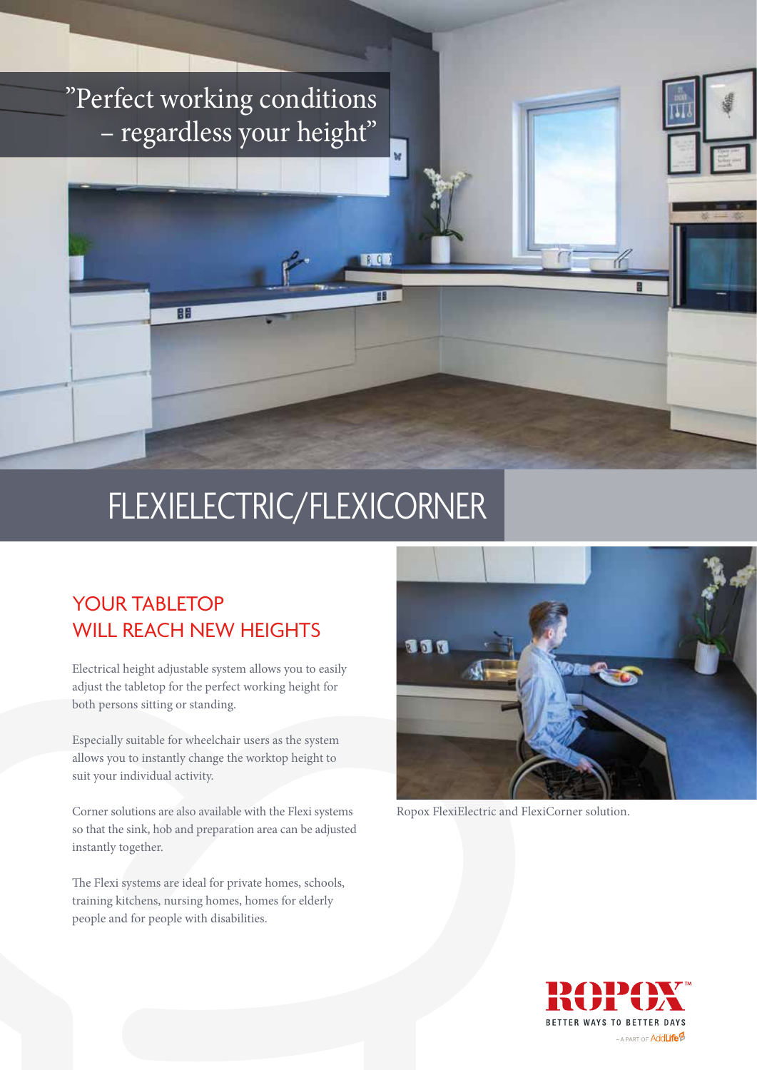”Perfect working conditions – regardless your height”

# FLEXIELECTRIC/FLEXICORNER

## YOUR TABLETOP WILL REACH NEW HEIGHTS

Electrical height adjustable system allows you to easily adjust the tabletop for the perfect working height for both persons sitting or standing.

Especially suitable for wheelchair users as the system allows you to instantly change the worktop height to suit your individual activity.

Corner solutions are also available with the Flexi systems so that the sink, hob and preparation area can be adjusted instantly together.

The Flexi systems are ideal for private homes, schools, training kitchens, nursing homes, homes for elderly people and for people with disabilities.

Ropox FlexiElectric and FlexiCorner solution.

ROPOX™

BETTER WAYS TO BETTER DAYS

– A PART OF AddLife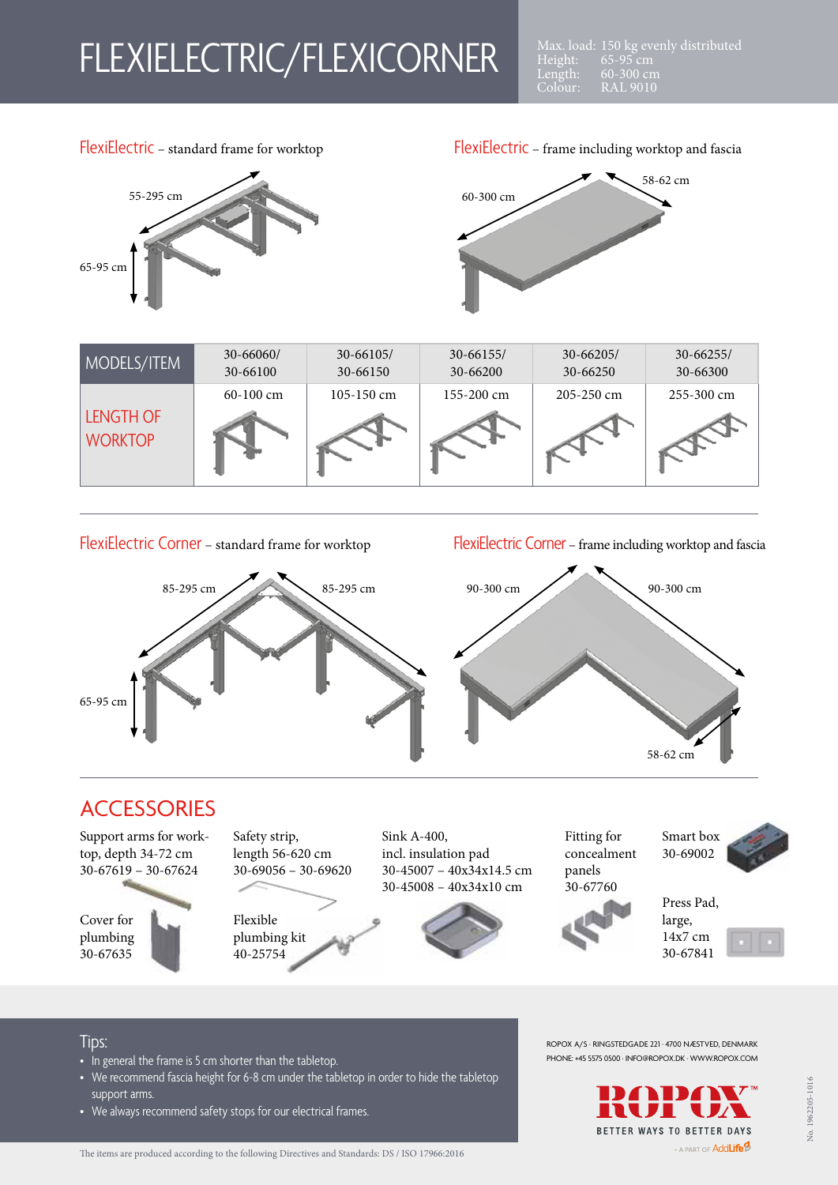# FLEXIELECTRIC/FLEXICORNER

Max. load: 150 kg evenly distributed
Height: 65-95 cm
Length: 60-300 cm
Colour: RAL 9010

## FlexiElectric – standard frame for worktop

55-295 cm

65-95 cm

## FlexiElectric – frame including worktop and fascia

60-300 cm

58-62 cm

| MODELS/ITEM | 30-66060/ 30-66100 | 30-66105/ 30-66150 | 30-66155/ 30-66200 | 30-66205/ 30-66250 | 30-66255/ 30-66300 |
|---|---|---|---|---|---|
| LENGTH OF WORKTOP | 60-100 cm | 105-150 cm | 155-200 cm | 205-250 cm | 255-300 cm |

## FlexiElectric Corner – standard frame for worktop

85-295 cm

85-295 cm

65-95 cm

## FlexiElectric Corner – frame including worktop and fascia

90-300 cm

90-300 cm

58-62 cm

# ACCESSORIES

Support arms for worktop, depth 34-72 cm
30-67619 – 30-67624

Cover for plumbing
30-67635

Safety strip, length 56-620 cm
30-69056 – 30-69620

Flexible plumbing kit
40-25754

Sink A-400, incl. insulation pad
30-45007 – 40x34x14.5 cm
30-45008 – 40x34x10 cm

Fitting for concealment panels
30-67760

Smart box
30-69002

Press Pad, large, 14x7 cm
30-67841

## Tips:

- In general the frame is 5 cm shorter than the tabletop.
- We recommend fascia height for 6-8 cm under the tabletop in order to hide the tabletop support arms.
- We always recommend safety stops for our electrical frames.

ROPOX A/S · RINGSTEDGADE 221 · 4700 NÆSTVED, DENMARK
PHONE: +45 5575 0500 · INFO@ROPOX.DK · WWW.ROPOX.COM

ROPOX™
BETTER WAYS TO BETTER DAYS
– A PART OF AddLife

No. 1962205-1016

The items are produced according to the following Directives and Standards: DS / ISO 17966:2016